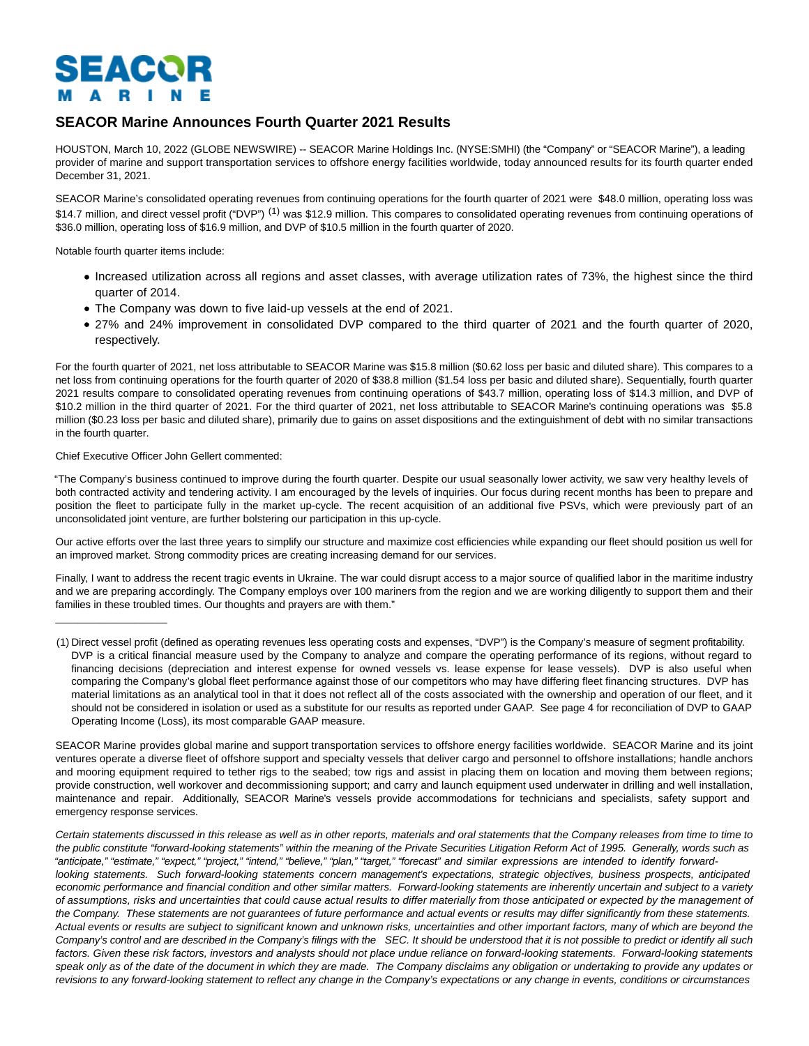SEACOR MARINE

# SEACOR Marine Announces Fourth Quarter 2021 Results

HOUSTON, March 10, 2022 (GLOBE NEWSWIRE) -- SEACOR Marine Holdings Inc. (NYSE:SMHI) (the "Company" or "SEACOR Marine"), a leading provider of marine and support transportation services to offshore energy facilities worldwide, today announced results for its fourth quarter ended December 31, 2021.

SEACOR Marine's consolidated operating revenues from continuing operations for the fourth quarter of 2021 were $48.0 million, operating loss was $14.7 million, and direct vessel profit ("DVP") [1] was $12.9 million. This compares to consolidated operating revenues from continuing operations of $36.0 million, operating loss of $16.9 million, and DVP of $10.5 million in the fourth quarter of 2020.

Notable fourth quarter items include:

- Increased utilization across all regions and asset classes, with average utilization rates of 73%, the highest since the third quarter of 2014.
- The Company was down to five laid-up vessels at the end of 2021.
- 27% and 24% improvement in consolidated DVP compared to the third quarter of 2021 and the fourth quarter of 2020, respectively.

For the fourth quarter of 2021, net loss attributable to SEACOR Marine was $15.8 million ($0.62 loss per basic and diluted share). This compares to a net loss from continuing operations for the fourth quarter of 2020 of $38.8 million ($1.54 loss per basic and diluted share). Sequentially, fourth quarter 2021 results compare to consolidated operating revenues from continuing operations of $43.7 million, operating loss of $14.3 million, and DVP of $10.2 million in the third quarter of 2021. For the third quarter of 2021, net loss attributable to SEACOR Marine's continuing operations was $5.8 million ($0.23 loss per basic and diluted share), primarily due to gains on asset dispositions and the extinguishment of debt with no similar transactions in the fourth quarter.

Chief Executive Officer John Gellert commented:

"The Company's business continued to improve during the fourth quarter. Despite our usual seasonally lower activity, we saw very healthy levels of both contracted activity and tendering activity. I am encouraged by the levels of inquiries. Our focus during recent months has been to prepare and position the fleet to participate fully in the market up-cycle. The recent acquisition of an additional five PSVs, which were previously part of an unconsolidated joint venture, are further bolstering our participation in this up-cycle.

Our active efforts over the last three years to simplify our structure and maximize cost efficiencies while expanding our fleet should position us well for an improved market. Strong commodity prices are creating increasing demand for our services.

Finally, I want to address the recent tragic events in Ukraine. The war could disrupt access to a major source of qualified labor in the maritime industry and we are preparing accordingly. The Company employs over 100 mariners from the region and we are working diligently to support them and their families in these troubled times. Our thoughts and prayers are with them."

---

(1) Direct vessel profit (defined as operating revenues less operating costs and expenses, "DVP") is the Company's measure of segment profitability. DVP is a critical financial measure used by the Company to analyze and compare the operating performance of its regions, without regard to financing decisions (depreciation and interest expense for owned vessels vs. lease expense for lease vessels). DVP is also useful when comparing the Company's global fleet performance against those of our competitors who may have differing fleet financing structures. DVP has material limitations as an analytical tool in that it does not reflect all of the costs associated with the ownership and operation of our fleet, and it should not be considered in isolation or used as a substitute for our results as reported under GAAP. See page 4 for reconciliation of DVP to GAAP Operating Income (Loss), its most comparable GAAP measure.

SEACOR Marine provides global marine and support transportation services to offshore energy facilities worldwide. SEACOR Marine and its joint ventures operate a diverse fleet of offshore support and specialty vessels that deliver cargo and personnel to offshore installations; handle anchors and mooring equipment required to tether rigs to the seabed; tow rigs and assist in placing them on location and moving them between regions; provide construction, well workover and decommissioning support; and carry and launch equipment used underwater in drilling and well installation, maintenance and repair. Additionally, SEACOR Marine's vessels provide accommodations for technicians and specialists, safety support and emergency response services.

*Certain statements discussed in this release as well as in other reports, materials and oral statements that the Company releases from time to time to the public constitute "forward-looking statements" within the meaning of the Private Securities Litigation Reform Act of 1995. Generally, words such as "anticipate," "estimate," "expect," "project," "intend," "believe," "plan," "target," "forecast" and similar expressions are intended to identify forward-looking statements. Such forward-looking statements concern management's expectations, strategic objectives, business prospects, anticipated economic performance and financial condition and other similar matters. Forward-looking statements are inherently uncertain and subject to a variety of assumptions, risks and uncertainties that could cause actual results to differ materially from those anticipated or expected by the management of the Company. These statements are not guarantees of future performance and actual events or results may differ significantly from these statements. Actual events or results are subject to significant known and unknown risks, uncertainties and other important factors, many of which are beyond the Company's control and are described in the Company's filings with the SEC. It should be understood that it is not possible to predict or identify all such factors. Given these risk factors, investors and analysts should not place undue reliance on forward-looking statements. Forward-looking statements speak only as of the date of the document in which they are made. The Company disclaims any obligation or undertaking to provide any updates or revisions to any forward-looking statement to reflect any change in the Company's expectations or any change in events, conditions or circumstances*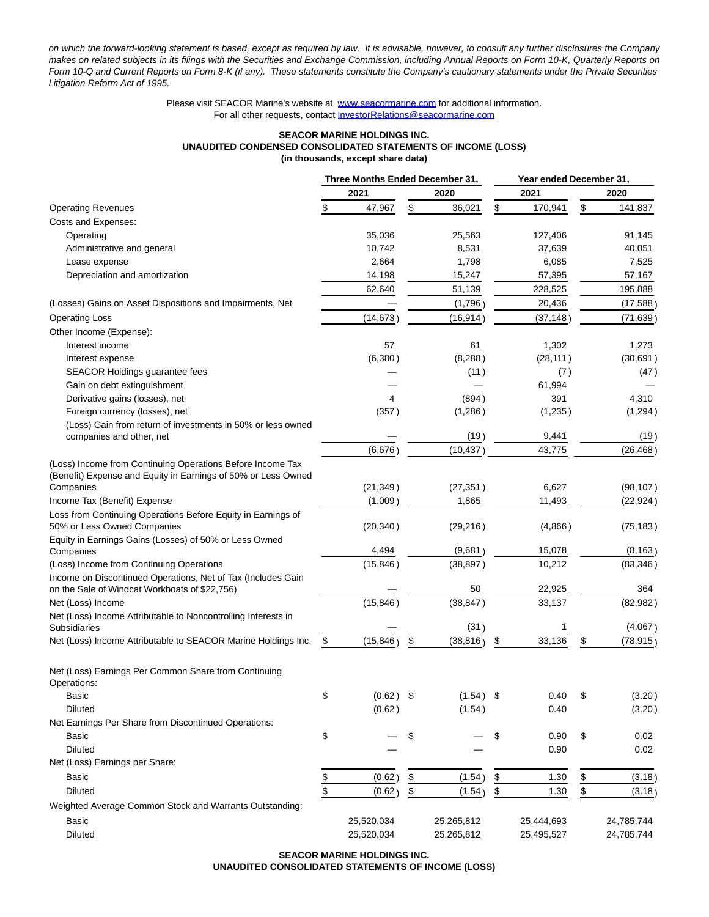*on which the forward-looking statement is based, except as required by law. It is advisable, however, to consult any further disclosures the Company makes on related subjects in its filings with the Securities and Exchange Commission, including Annual Reports on Form 10-K, Quarterly Reports on Form 10-Q and Current Reports on Form 8-K (if any). These statements constitute the Company's cautionary statements under the Private Securities Litigation Reform Act of 1995.*

Please visit SEACOR Marine's website at www.seacormarine.com for additional information.
For all other requests, contact InvestorRelations@seacormarine.com

**SEACOR MARINE HOLDINGS INC.**
**UNAUDITED CONDENSED CONSOLIDATED STATEMENTS OF INCOME (LOSS)**
**(in thousands, except share data)**

| | Three Months Ended December 31, | | Year ended December 31, | |
|---|---|---|---|---|
| | 2021 | 2020 | 2021 | 2020 |
| Operating Revenues | $ 47,967 | $ 36,021 | $ 170,941 | $ 141,837 |
| Costs and Expenses: | | | | |
| Operating | 35,036 | 25,563 | 127,406 | 91,145 |
| Administrative and general | 10,742 | 8,531 | 37,639 | 40,051 |
| Lease expense | 2,664 | 1,798 | 6,085 | 7,525 |
| Depreciation and amortization | 14,198 | 15,247 | 57,395 | 57,167 |
| | 62,640 | 51,139 | 228,525 | 195,888 |
| (Losses) Gains on Asset Dispositions and Impairments, Net | — | (1,796) | 20,436 | (17,588) |
| Operating Loss | (14,673) | (16,914) | (37,148) | (71,639) |
| Other Income (Expense): | | | | |
| Interest income | 57 | 61 | 1,302 | 1,273 |
| Interest expense | (6,380) | (8,288) | (28,111) | (30,691) |
| SEACOR Holdings guarantee fees | — | (11) | (7) | (47) |
| Gain on debt extinguishment | — | — | 61,994 | — |
| Derivative gains (losses), net | 4 | (894) | 391 | 4,310 |
| Foreign currency (losses), net | (357) | (1,286) | (1,235) | (1,294) |
| (Loss) Gain from return of investments in 50% or less owned companies and other, net | — | (19) | 9,441 | (19) |
| | (6,676) | (10,437) | 43,775 | (26,468) |
| (Loss) Income from Continuing Operations Before Income Tax (Benefit) Expense and Equity in Earnings of 50% or Less Owned Companies | (21,349) | (27,351) | 6,627 | (98,107) |
| Income Tax (Benefit) Expense | (1,009) | 1,865 | 11,493 | (22,924) |
| Loss from Continuing Operations Before Equity in Earnings of 50% or Less Owned Companies | (20,340) | (29,216) | (4,866) | (75,183) |
| Equity in Earnings Gains (Losses) of 50% or Less Owned Companies | 4,494 | (9,681) | 15,078 | (8,163) |
| (Loss) Income from Continuing Operations | (15,846) | (38,897) | 10,212 | (83,346) |
| Income on Discontinued Operations, Net of Tax (Includes Gain on the Sale of Windcat Workboats of $22,756) | — | 50 | 22,925 | 364 |
| Net (Loss) Income | (15,846) | (38,847) | 33,137 | (82,982) |
| Net (Loss) Income Attributable to Noncontrolling Interests in Subsidiaries | — | (31) | 1 | (4,067) |
| Net (Loss) Income Attributable to SEACOR Marine Holdings Inc. | $ (15,846) | $ (38,816) | $ 33,136 | $ (78,915) |
| Net (Loss) Earnings Per Common Share from Continuing Operations: | | | | |
| Basic | $ (0.62) | $ (1.54) | $ 0.40 | $ (3.20) |
| Diluted | (0.62) | (1.54) | 0.40 | (3.20) |
| Net Earnings Per Share from Discontinued Operations: | | | | |
| Basic | $ — | $ — | $ 0.90 | $ 0.02 |
| Diluted | — | — | 0.90 | 0.02 |
| Net (Loss) Earnings per Share: | | | | |
| Basic | $ (0.62) | $ (1.54) | $ 1.30 | $ (3.18) |
| Diluted | $ (0.62) | $ (1.54) | $ 1.30 | $ (3.18) |
| Weighted Average Common Stock and Warrants Outstanding: | | | | |
| Basic | 25,520,034 | 25,265,812 | 25,444,693 | 24,785,744 |
| Diluted | 25,520,034 | 25,265,812 | 25,495,527 | 24,785,744 |

**SEACOR MARINE HOLDINGS INC.**
**UNAUDITED CONSOLIDATED STATEMENTS OF INCOME (LOSS)**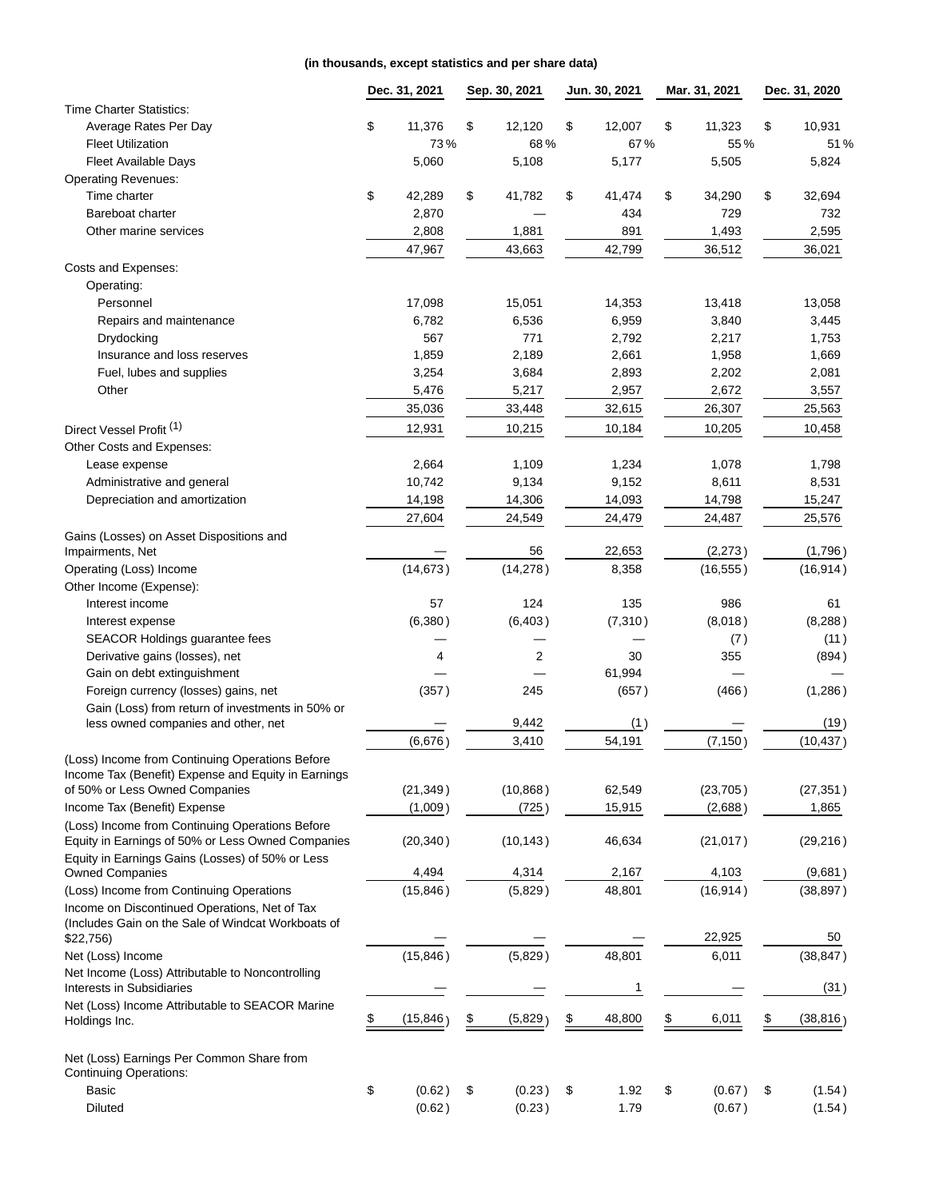**(in thousands, except statistics and per share data)**

| | Dec. 31, 2021 | Sep. 30, 2021 | Jun. 30, 2021 | Mar. 31, 2021 | Dec. 31, 2020 |
|---|---|---|---|---|---|
| Time Charter Statistics: | | | | | |
| Average Rates Per Day | $ 11,376 | $ 12,120 | $ 12,007 | $ 11,323 | $ 10,931 |
| Fleet Utilization | 73 % | 68 % | 67 % | 55 % | 51 % |
| Fleet Available Days | 5,060 | 5,108 | 5,177 | 5,505 | 5,824 |
| Operating Revenues: | | | | | |
| Time charter | $ 42,289 | $ 41,782 | $ 41,474 | $ 34,290 | $ 32,694 |
| Bareboat charter | 2,870 | — | 434 | 729 | 732 |
| Other marine services | 2,808 | 1,881 | 891 | 1,493 | 2,595 |
| | 47,967 | 43,663 | 42,799 | 36,512 | 36,021 |
| Costs and Expenses: | | | | | |
| Operating: | | | | | |
| Personnel | 17,098 | 15,051 | 14,353 | 13,418 | 13,058 |
| Repairs and maintenance | 6,782 | 6,536 | 6,959 | 3,840 | 3,445 |
| Drydocking | 567 | 771 | 2,792 | 2,217 | 1,753 |
| Insurance and loss reserves | 1,859 | 2,189 | 2,661 | 1,958 | 1,669 |
| Fuel, lubes and supplies | 3,254 | 3,684 | 2,893 | 2,202 | 2,081 |
| Other | 5,476 | 5,217 | 2,957 | 2,672 | 3,557 |
| | 35,036 | 33,448 | 32,615 | 26,307 | 25,563 |
| Direct Vessel Profit [1] | 12,931 | 10,215 | 10,184 | 10,205 | 10,458 |
| Other Costs and Expenses: | | | | | |
| Lease expense | 2,664 | 1,109 | 1,234 | 1,078 | 1,798 |
| Administrative and general | 10,742 | 9,134 | 9,152 | 8,611 | 8,531 |
| Depreciation and amortization | 14,198 | 14,306 | 14,093 | 14,798 | 15,247 |
| | 27,604 | 24,549 | 24,479 | 24,487 | 25,576 |
| Gains (Losses) on Asset Dispositions and Impairments, Net | — | 56 | 22,653 | (2,273) | (1,796) |
| Operating (Loss) Income | (14,673) | (14,278) | 8,358 | (16,555) | (16,914) |
| Other Income (Expense): | | | | | |
| Interest income | 57 | 124 | 135 | 986 | 61 |
| Interest expense | (6,380) | (6,403) | (7,310) | (8,018) | (8,288) |
| SEACOR Holdings guarantee fees | — | — | — | (7) | (11) |
| Derivative gains (losses), net | 4 | 2 | 30 | 355 | (894) |
| Gain on debt extinguishment | — | — | 61,994 | — | — |
| Foreign currency (losses) gains, net | (357) | 245 | (657) | (466) | (1,286) |
| Gain (Loss) from return of investments in 50% or less owned companies and other, net | — | 9,442 | (1) | — | (19) |
| | (6,676) | 3,410 | 54,191 | (7,150) | (10,437) |
| (Loss) Income from Continuing Operations Before Income Tax (Benefit) Expense and Equity in Earnings of 50% or Less Owned Companies | (21,349) | (10,868) | 62,549 | (23,705) | (27,351) |
| Income Tax (Benefit) Expense | (1,009) | (725) | 15,915 | (2,688) | 1,865 |
| (Loss) Income from Continuing Operations Before Equity in Earnings of 50% or Less Owned Companies | (20,340) | (10,143) | 46,634 | (21,017) | (29,216) |
| Equity in Earnings Gains (Losses) of 50% or Less Owned Companies | 4,494 | 4,314 | 2,167 | 4,103 | (9,681) |
| (Loss) Income from Continuing Operations | (15,846) | (5,829) | 48,801 | (16,914) | (38,897) |
| Income on Discontinued Operations, Net of Tax (Includes Gain on the Sale of Windcat Workboats of $22,756) | — | — | — | 22,925 | 50 |
| Net (Loss) Income | (15,846) | (5,829) | 48,801 | 6,011 | (38,847) |
| Net Income (Loss) Attributable to Noncontrolling Interests in Subsidiaries | — | — | 1 | — | (31) |
| Net (Loss) Income Attributable to SEACOR Marine Holdings Inc. | $ (15,846) | $ (5,829) | $ 48,800 | $ 6,011 | $ (38,816) |
| Net (Loss) Earnings Per Common Share from Continuing Operations: | | | | | |
| Basic | $ (0.62) | $ (0.23) | $ 1.92 | $ (0.67) | $ (1.54) |
| Diluted | (0.62) | (0.23) | 1.79 | (0.67) | (1.54) |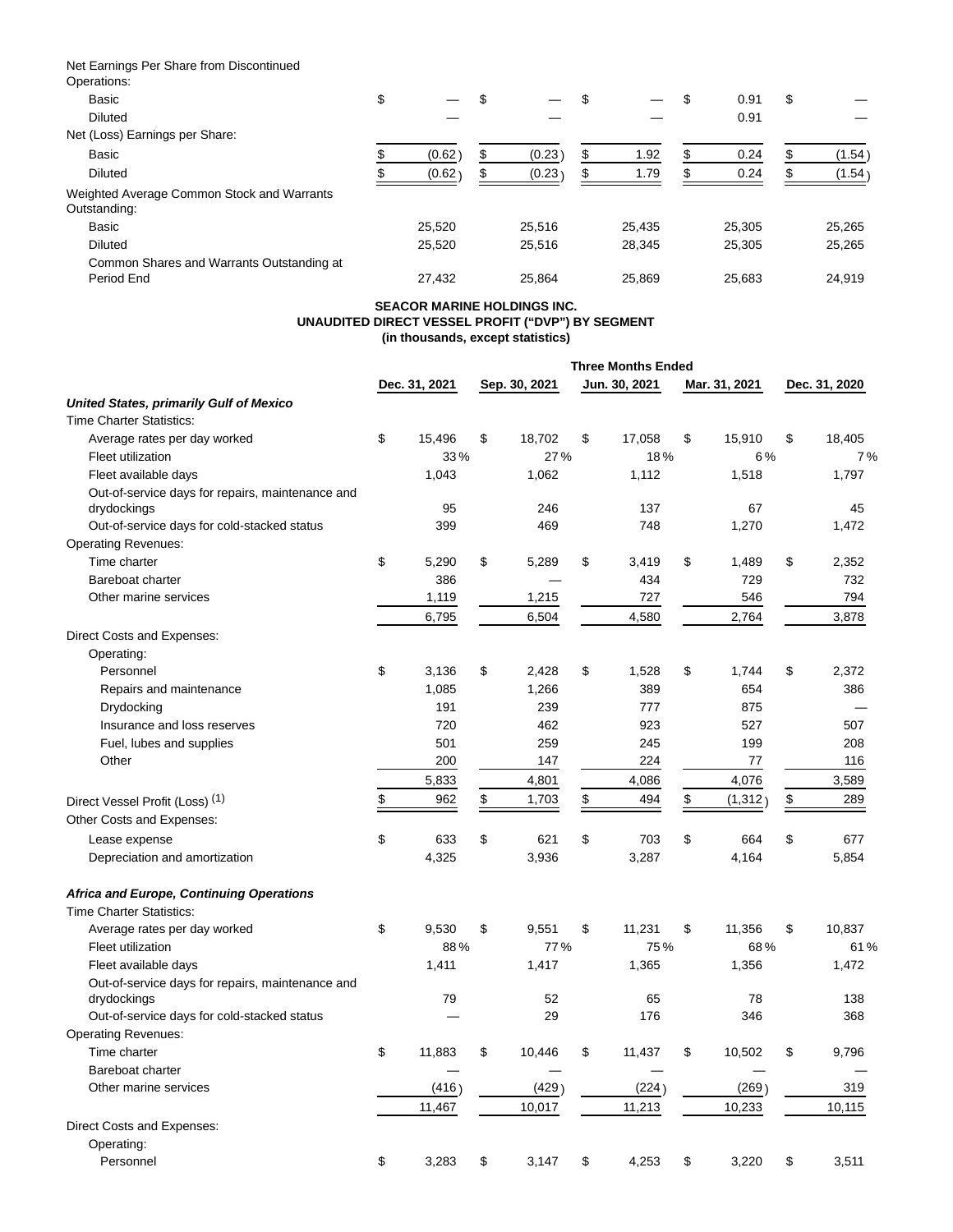| | Dec. 31, 2021 | Sep. 30, 2021 | Jun. 30, 2021 | Mar. 31, 2021 | Dec. 31, 2020 |
|---|---|---|---|---|---|
| Net Earnings Per Share from Discontinued Operations: | | | | | |
| Basic | $ — | $ — | $ — | $ 0.91 | $ — |
| Diluted | — | — | — | 0.91 | — |
| Net (Loss) Earnings per Share: | | | | | |
| Basic | $ (0.62) | $ (0.23) | $ 1.92 | $ 0.24 | $ (1.54) |
| Diluted | $ (0.62) | $ (0.23) | $ 1.79 | $ 0.24 | $ (1.54) |
| Weighted Average Common Stock and Warrants Outstanding: | | | | | |
| Basic | 25,520 | 25,516 | 25,435 | 25,305 | 25,265 |
| Diluted | 25,520 | 25,516 | 28,345 | 25,305 | 25,265 |
| Common Shares and Warrants Outstanding at Period End | 27,432 | 25,864 | 25,869 | 25,683 | 24,919 |

**SEACOR MARINE HOLDINGS INC.**
**UNAUDITED DIRECT VESSEL PROFIT ("DVP") BY SEGMENT**
**(in thousands, except statistics)**

| | Three Months Ended | | | | |
|---|---|---|---|---|---|
| | Dec. 31, 2021 | Sep. 30, 2021 | Jun. 30, 2021 | Mar. 31, 2021 | Dec. 31, 2020 |
| ***United States, primarily Gulf of Mexico*** | | | | | |
| Time Charter Statistics: | | | | | |
| Average rates per day worked | $ 15,496 | $ 18,702 | $ 17,058 | $ 15,910 | $ 18,405 |
| Fleet utilization | 33 % | 27 % | 18 % | 6 % | 7 % |
| Fleet available days | 1,043 | 1,062 | 1,112 | 1,518 | 1,797 |
| Out-of-service days for repairs, maintenance and drydockings | 95 | 246 | 137 | 67 | 45 |
| Out-of-service days for cold-stacked status | 399 | 469 | 748 | 1,270 | 1,472 |
| Operating Revenues: | | | | | |
| Time charter | $ 5,290 | $ 5,289 | $ 3,419 | $ 1,489 | $ 2,352 |
| Bareboat charter | 386 | — | 434 | 729 | 732 |
| Other marine services | 1,119 | 1,215 | 727 | 546 | 794 |
| | 6,795 | 6,504 | 4,580 | 2,764 | 3,878 |
| Direct Costs and Expenses: | | | | | |
| Operating: | | | | | |
| Personnel | $ 3,136 | $ 2,428 | $ 1,528 | $ 1,744 | $ 2,372 |
| Repairs and maintenance | 1,085 | 1,266 | 389 | 654 | 386 |
| Drydocking | 191 | 239 | 777 | 875 | — |
| Insurance and loss reserves | 720 | 462 | 923 | 527 | 507 |
| Fuel, lubes and supplies | 501 | 259 | 245 | 199 | 208 |
| Other | 200 | 147 | 224 | 77 | 116 |
| | 5,833 | 4,801 | 4,086 | 4,076 | 3,589 |
| Direct Vessel Profit (Loss) [1] | $ 962 | $ 1,703 | $ 494 | $ (1,312) | $ 289 |
| Other Costs and Expenses: | | | | | |
| Lease expense | $ 633 | $ 621 | $ 703 | $ 664 | $ 677 |
| Depreciation and amortization | 4,325 | 3,936 | 3,287 | 4,164 | 5,854 |
| ***Africa and Europe, Continuing Operations*** | | | | | |
| Time Charter Statistics: | | | | | |
| Average rates per day worked | $ 9,530 | $ 9,551 | $ 11,231 | $ 11,356 | $ 10,837 |
| Fleet utilization | 88 % | 77 % | 75 % | 68 % | 61 % |
| Fleet available days | 1,411 | 1,417 | 1,365 | 1,356 | 1,472 |
| Out-of-service days for repairs, maintenance and drydockings | 79 | 52 | 65 | 78 | 138 |
| Out-of-service days for cold-stacked status | — | 29 | 176 | 346 | 368 |
| Operating Revenues: | | | | | |
| Time charter | $ 11,883 | $ 10,446 | $ 11,437 | $ 10,502 | $ 9,796 |
| Bareboat charter | — | — | — | — | — |
| Other marine services | (416) | (429) | (224) | (269) | 319 |
| | 11,467 | 10,017 | 11,213 | 10,233 | 10,115 |
| Direct Costs and Expenses: | | | | | |
| Operating: | | | | | |
| Personnel | $ 3,283 | $ 3,147 | $ 4,253 | $ 3,220 | $ 3,511 |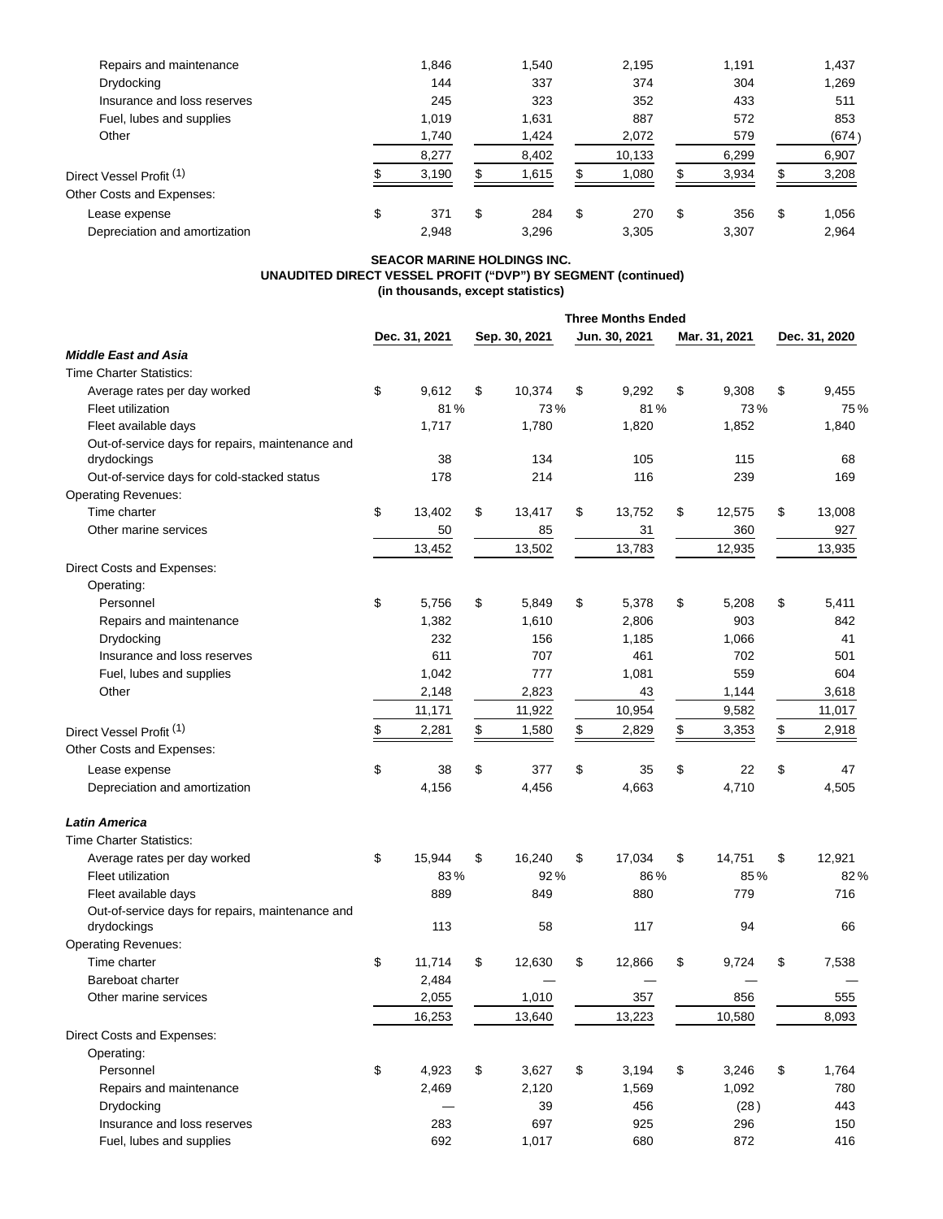| | | | | | |
|---|---|---|---|---|---|
| Repairs and maintenance | 1,846 | 1,540 | 2,195 | 1,191 | 1,437 |
| Drydocking | 144 | 337 | 374 | 304 | 1,269 |
| Insurance and loss reserves | 245 | 323 | 352 | 433 | 511 |
| Fuel, lubes and supplies | 1,019 | 1,631 | 887 | 572 | 853 |
| Other | 1,740 | 1,424 | 2,072 | 579 | (674) |
| | 8,277 | 8,402 | 10,133 | 6,299 | 6,907 |
| Direct Vessel Profit (1) | $ 3,190 | $ 1,615 | $ 1,080 | $ 3,934 | $ 3,208 |
| Other Costs and Expenses: | | | | | |
| Lease expense | $ 371 | $ 284 | $ 270 | $ 356 | $ 1,056 |
| Depreciation and amortization | 2,948 | 3,296 | 3,305 | 3,307 | 2,964 |

**SEACOR MARINE HOLDINGS INC.**
**UNAUDITED DIRECT VESSEL PROFIT ("DVP") BY SEGMENT (continued)**
**(in thousands, except statistics)**

| | Three Months Ended | | | | |
|---|---|---|---|---|---|
| | Dec. 31, 2021 | Sep. 30, 2021 | Jun. 30, 2021 | Mar. 31, 2021 | Dec. 31, 2020 |
| ***Middle East and Asia*** | | | | | |
| Time Charter Statistics: | | | | | |
| Average rates per day worked | $ 9,612 | $ 10,374 | $ 9,292 | $ 9,308 | $ 9,455 |
| Fleet utilization | 81% | 73% | 81% | 73% | 75% |
| Fleet available days | 1,717 | 1,780 | 1,820 | 1,852 | 1,840 |
| Out-of-service days for repairs, maintenance and drydockings | 38 | 134 | 105 | 115 | 68 |
| Out-of-service days for cold-stacked status | 178 | 214 | 116 | 239 | 169 |
| Operating Revenues: | | | | | |
| Time charter | $ 13,402 | $ 13,417 | $ 13,752 | $ 12,575 | $ 13,008 |
| Other marine services | 50 | 85 | 31 | 360 | 927 |
| | 13,452 | 13,502 | 13,783 | 12,935 | 13,935 |
| Direct Costs and Expenses: | | | | | |
| Operating: | | | | | |
| Personnel | $ 5,756 | $ 5,849 | $ 5,378 | $ 5,208 | $ 5,411 |
| Repairs and maintenance | 1,382 | 1,610 | 2,806 | 903 | 842 |
| Drydocking | 232 | 156 | 1,185 | 1,066 | 41 |
| Insurance and loss reserves | 611 | 707 | 461 | 702 | 501 |
| Fuel, lubes and supplies | 1,042 | 777 | 1,081 | 559 | 604 |
| Other | 2,148 | 2,823 | 43 | 1,144 | 3,618 |
| | 11,171 | 11,922 | 10,954 | 9,582 | 11,017 |
| Direct Vessel Profit (1) | $ 2,281 | $ 1,580 | $ 2,829 | $ 3,353 | $ 2,918 |
| Other Costs and Expenses: | | | | | |
| Lease expense | $ 38 | $ 377 | $ 35 | $ 22 | $ 47 |
| Depreciation and amortization | 4,156 | 4,456 | 4,663 | 4,710 | 4,505 |
| ***Latin America*** | | | | | |
| Time Charter Statistics: | | | | | |
| Average rates per day worked | $ 15,944 | $ 16,240 | $ 17,034 | $ 14,751 | $ 12,921 |
| Fleet utilization | 83% | 92% | 86% | 85% | 82% |
| Fleet available days | 889 | 849 | 880 | 779 | 716 |
| Out-of-service days for repairs, maintenance and drydockings | 113 | 58 | 117 | 94 | 66 |
| Operating Revenues: | | | | | |
| Time charter | $ 11,714 | $ 12,630 | $ 12,866 | $ 9,724 | $ 7,538 |
| Bareboat charter | 2,484 | — | — | — | — |
| Other marine services | 2,055 | 1,010 | 357 | 856 | 555 |
| | 16,253 | 13,640 | 13,223 | 10,580 | 8,093 |
| Direct Costs and Expenses: | | | | | |
| Operating: | | | | | |
| Personnel | $ 4,923 | $ 3,627 | $ 3,194 | $ 3,246 | $ 1,764 |
| Repairs and maintenance | 2,469 | 2,120 | 1,569 | 1,092 | 780 |
| Drydocking | — | 39 | 456 | (28) | 443 |
| Insurance and loss reserves | 283 | 697 | 925 | 296 | 150 |
| Fuel, lubes and supplies | 692 | 1,017 | 680 | 872 | 416 |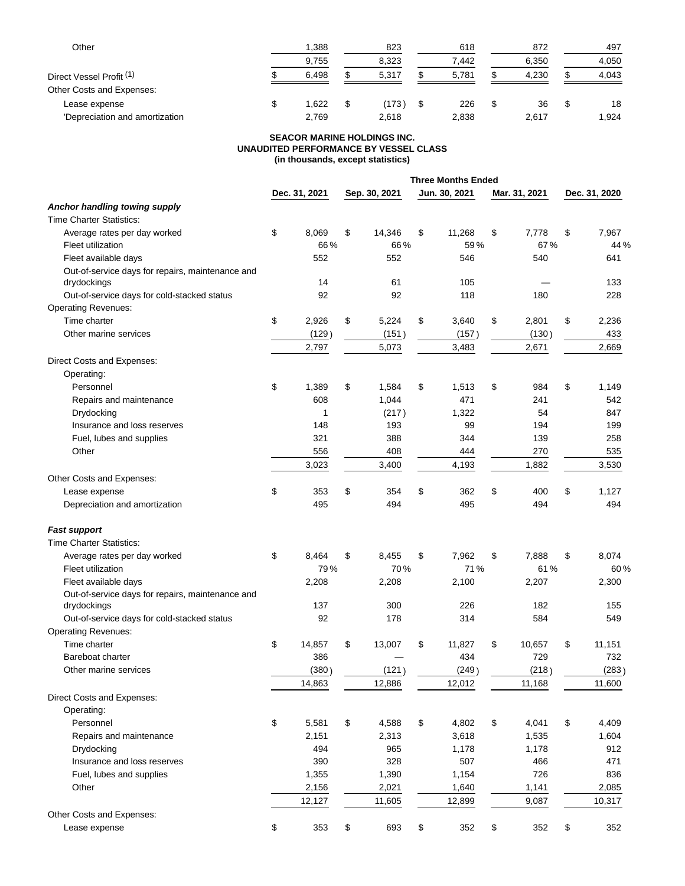| | | | | | |
|---|---|---|---|---|---|
| Other | 1,388 | 823 | 618 | 872 | 497 |
| | 9,755 | 8,323 | 7,442 | 6,350 | 4,050 |
| Direct Vessel Profit [(1)] | $ 6,498 | $ 5,317 | $ 5,781 | $ 4,230 | $ 4,043 |
| Other Costs and Expenses: | | | | | |
| Lease expense | $ 1,622 | $ (173) | $ 226 | $ 36 | $ 18 |
| 'Depreciation and amortization | 2,769 | 2,618 | 2,838 | 2,617 | 1,924 |

**SEACOR MARINE HOLDINGS INC.**
**UNAUDITED PERFORMANCE BY VESSEL CLASS**
**(in thousands, except statistics)**

| | **Three Months Ended** | | | | |
|---|---|---|---|---|---|
| | **Dec. 31, 2021** | **Sep. 30, 2021** | **Jun. 30, 2021** | **Mar. 31, 2021** | **Dec. 31, 2020** |
| ***Anchor handling towing supply*** | | | | | |
| Time Charter Statistics: | | | | | |
| Average rates per day worked | $ 8,069 | $ 14,346 | $ 11,268 | $ 7,778 | $ 7,967 |
| Fleet utilization | 66 % | 66 % | 59 % | 67 % | 44 % |
| Fleet available days | 552 | 552 | 546 | 540 | 641 |
| Out-of-service days for repairs, maintenance and drydockings | 14 | 61 | 105 | — | 133 |
| Out-of-service days for cold-stacked status | 92 | 92 | 118 | 180 | 228 |
| Operating Revenues: | | | | | |
| Time charter | $ 2,926 | $ 5,224 | $ 3,640 | $ 2,801 | $ 2,236 |
| Other marine services | (129) | (151) | (157) | (130) | 433 |
| | 2,797 | 5,073 | 3,483 | 2,671 | 2,669 |
| Direct Costs and Expenses: | | | | | |
| Operating: | | | | | |
| Personnel | $ 1,389 | $ 1,584 | $ 1,513 | $ 984 | $ 1,149 |
| Repairs and maintenance | 608 | 1,044 | 471 | 241 | 542 |
| Drydocking | 1 | (217) | 1,322 | 54 | 847 |
| Insurance and loss reserves | 148 | 193 | 99 | 194 | 199 |
| Fuel, lubes and supplies | 321 | 388 | 344 | 139 | 258 |
| Other | 556 | 408 | 444 | 270 | 535 |
| | 3,023 | 3,400 | 4,193 | 1,882 | 3,530 |
| Other Costs and Expenses: | | | | | |
| Lease expense | $ 353 | $ 354 | $ 362 | $ 400 | $ 1,127 |
| Depreciation and amortization | 495 | 494 | 495 | 494 | 494 |
| | | | | | |
| ***Fast support*** | | | | | |
| Time Charter Statistics: | | | | | |
| Average rates per day worked | $ 8,464 | $ 8,455 | $ 7,962 | $ 7,888 | $ 8,074 |
| Fleet utilization | 79 % | 70 % | 71 % | 61 % | 60 % |
| Fleet available days | 2,208 | 2,208 | 2,100 | 2,207 | 2,300 |
| Out-of-service days for repairs, maintenance and drydockings | 137 | 300 | 226 | 182 | 155 |
| Out-of-service days for cold-stacked status | 92 | 178 | 314 | 584 | 549 |
| Operating Revenues: | | | | | |
| Time charter | $ 14,857 | $ 13,007 | $ 11,827 | $ 10,657 | $ 11,151 |
| Bareboat charter | 386 | — | 434 | 729 | 732 |
| Other marine services | (380) | (121) | (249) | (218) | (283) |
| | 14,863 | 12,886 | 12,012 | 11,168 | 11,600 |
| Direct Costs and Expenses: | | | | | |
| Operating: | | | | | |
| Personnel | $ 5,581 | $ 4,588 | $ 4,802 | $ 4,041 | $ 4,409 |
| Repairs and maintenance | 2,151 | 2,313 | 3,618 | 1,535 | 1,604 |
| Drydocking | 494 | 965 | 1,178 | 1,178 | 912 |
| Insurance and loss reserves | 390 | 328 | 507 | 466 | 471 |
| Fuel, lubes and supplies | 1,355 | 1,390 | 1,154 | 726 | 836 |
| Other | 2,156 | 2,021 | 1,640 | 1,141 | 2,085 |
| | 12,127 | 11,605 | 12,899 | 9,087 | 10,317 |
| Other Costs and Expenses: | | | | | |
| Lease expense | $ 353 | $ 693 | $ 352 | $ 352 | $ 352 |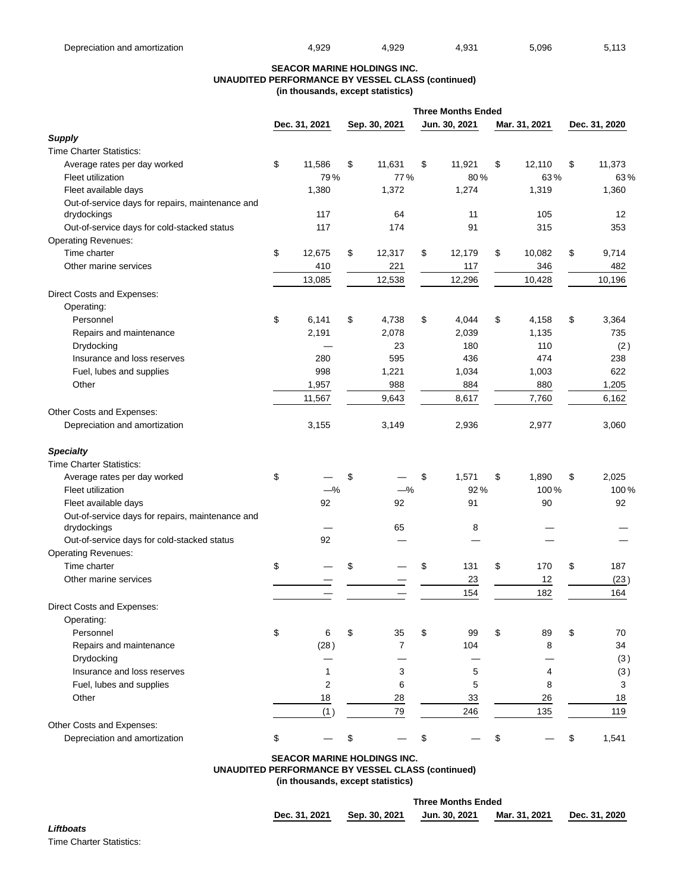| | | | | | |
|---|---|---|---|---|---|
| Depreciation and amortization | 4,929 | 4,929 | 4,931 | 5,096 | 5,113 |

**SEACOR MARINE HOLDINGS INC.**
**UNAUDITED PERFORMANCE BY VESSEL CLASS (continued)**
**(in thousands, except statistics)**

| | Three Months Ended | | | | |
|---|---|---|---|---|---|
| | Dec. 31, 2021 | Sep. 30, 2021 | Jun. 30, 2021 | Mar. 31, 2021 | Dec. 31, 2020 |
| ***Supply*** | | | | | |
| Time Charter Statistics: | | | | | |
| Average rates per day worked | $ 11,586 | $ 11,631 | $ 11,921 | $ 12,110 | $ 11,373 |
| Fleet utilization | 79 % | 77 % | 80 % | 63 % | 63 % |
| Fleet available days | 1,380 | 1,372 | 1,274 | 1,319 | 1,360 |
| Out-of-service days for repairs, maintenance and drydockings | 117 | 64 | 11 | 105 | 12 |
| Out-of-service days for cold-stacked status | 117 | 174 | 91 | 315 | 353 |
| Operating Revenues: | | | | | |
| Time charter | $ 12,675 | $ 12,317 | $ 12,179 | $ 10,082 | $ 9,714 |
| Other marine services | 410 | 221 | 117 | 346 | 482 |
| | 13,085 | 12,538 | 12,296 | 10,428 | 10,196 |
| Direct Costs and Expenses: | | | | | |
| Operating: | | | | | |
| Personnel | $ 6,141 | $ 4,738 | $ 4,044 | $ 4,158 | $ 3,364 |
| Repairs and maintenance | 2,191 | 2,078 | 2,039 | 1,135 | 735 |
| Drydocking | — | 23 | 180 | 110 | (2) |
| Insurance and loss reserves | 280 | 595 | 436 | 474 | 238 |
| Fuel, lubes and supplies | 998 | 1,221 | 1,034 | 1,003 | 622 |
| Other | 1,957 | 988 | 884 | 880 | 1,205 |
| | 11,567 | 9,643 | 8,617 | 7,760 | 6,162 |
| Other Costs and Expenses: | | | | | |
| Depreciation and amortization | 3,155 | 3,149 | 2,936 | 2,977 | 3,060 |
| ***Specialty*** | | | | | |
| Time Charter Statistics: | | | | | |
| Average rates per day worked | $ — | $ — | $ 1,571 | $ 1,890 | $ 2,025 |
| Fleet utilization | —% | —% | 92 % | 100 % | 100 % |
| Fleet available days | 92 | 92 | 91 | 90 | 92 |
| Out-of-service days for repairs, maintenance and drydockings | — | 65 | 8 | — | — |
| Out-of-service days for cold-stacked status | 92 | — | — | — | — |
| Operating Revenues: | | | | | |
| Time charter | $ — | $ — | $ 131 | $ 170 | $ 187 |
| Other marine services | — | — | 23 | 12 | (23) |
| | — | — | 154 | 182 | 164 |
| Direct Costs and Expenses: | | | | | |
| Operating: | | | | | |
| Personnel | $ 6 | $ 35 | $ 99 | $ 89 | $ 70 |
| Repairs and maintenance | (28) | 7 | 104 | 8 | 34 |
| Drydocking | — | — | — | — | (3) |
| Insurance and loss reserves | 1 | 3 | 5 | 4 | (3) |
| Fuel, lubes and supplies | 2 | 6 | 5 | 8 | 3 |
| Other | 18 | 28 | 33 | 26 | 18 |
| | (1) | 79 | 246 | 135 | 119 |
| Other Costs and Expenses: | | | | | |
| Depreciation and amortization | $ — | $ — | $ — | $ — | $ 1,541 |

**SEACOR MARINE HOLDINGS INC.**
**UNAUDITED PERFORMANCE BY VESSEL CLASS (continued)**
**(in thousands, except statistics)**

| | Three Months Ended | | | | |
|---|---|---|---|---|---|
| | Dec. 31, 2021 | Sep. 30, 2021 | Jun. 30, 2021 | Mar. 31, 2021 | Dec. 31, 2020 |
| ***Liftboats*** | | | | | |
| Time Charter Statistics: | | | | | |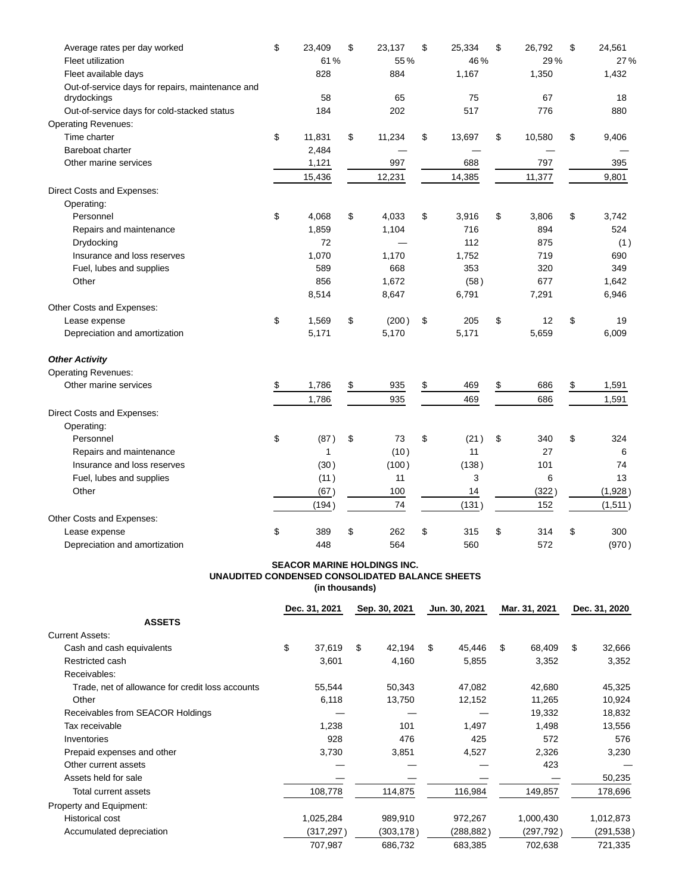| | | | | | |
|---|---|---|---|---|---|
| Average rates per day worked | $ 23,409 | $ 23,137 | $ 25,334 | $ 26,792 | $ 24,561 |
| Fleet utilization | 61 % | 55 % | 46 % | 29 % | 27 % |
| Fleet available days | 828 | 884 | 1,167 | 1,350 | 1,432 |
| Out-of-service days for repairs, maintenance and drydockings | 58 | 65 | 75 | 67 | 18 |
| Out-of-service days for cold-stacked status | 184 | 202 | 517 | 776 | 880 |
| Operating Revenues: | | | | | |
| Time charter | $ 11,831 | $ 11,234 | $ 13,697 | $ 10,580 | $ 9,406 |
| Bareboat charter | 2,484 | — | — | — | — |
| Other marine services | 1,121 | 997 | 688 | 797 | 395 |
| | 15,436 | 12,231 | 14,385 | 11,377 | 9,801 |
| Direct Costs and Expenses: | | | | | |
| Operating: | | | | | |
| Personnel | $ 4,068 | $ 4,033 | $ 3,916 | $ 3,806 | $ 3,742 |
| Repairs and maintenance | 1,859 | 1,104 | 716 | 894 | 524 |
| Drydocking | 72 | — | 112 | 875 | (1) |
| Insurance and loss reserves | 1,070 | 1,170 | 1,752 | 719 | 690 |
| Fuel, lubes and supplies | 589 | 668 | 353 | 320 | 349 |
| Other | 856 | 1,672 | (58) | 677 | 1,642 |
| | 8,514 | 8,647 | 6,791 | 7,291 | 6,946 |
| Other Costs and Expenses: | | | | | |
| Lease expense | $ 1,569 | $ (200) | $ 205 | $ 12 | $ 19 |
| Depreciation and amortization | 5,171 | 5,170 | 5,171 | 5,659 | 6,009 |
| ***Other Activity*** | | | | | |
| Operating Revenues: | | | | | |
| Other marine services | $ 1,786 | $ 935 | $ 469 | $ 686 | $ 1,591 |
| | 1,786 | 935 | 469 | 686 | 1,591 |
| Direct Costs and Expenses: | | | | | |
| Operating: | | | | | |
| Personnel | $ (87) | $ 73 | $ (21) | $ 340 | $ 324 |
| Repairs and maintenance | 1 | (10) | 11 | 27 | 6 |
| Insurance and loss reserves | (30) | (100) | (138) | 101 | 74 |
| Fuel, lubes and supplies | (11) | 11 | 3 | 6 | 13 |
| Other | (67) | 100 | 14 | (322) | (1,928) |
| | (194) | 74 | (131) | 152 | (1,511) |
| Other Costs and Expenses: | | | | | |
| Lease expense | $ 389 | $ 262 | $ 315 | $ 314 | $ 300 |
| Depreciation and amortization | 448 | 564 | 560 | 572 | (970) |

**SEACOR MARINE HOLDINGS INC.**
**UNAUDITED CONDENSED CONSOLIDATED BALANCE SHEETS**
**(in thousands)**

| | Dec. 31, 2021 | Sep. 30, 2021 | Jun. 30, 2021 | Mar. 31, 2021 | Dec. 31, 2020 |
|---|---|---|---|---|---|
| **ASSETS** | | | | | |
| Current Assets: | | | | | |
| Cash and cash equivalents | $ 37,619 | $ 42,194 | $ 45,446 | $ 68,409 | $ 32,666 |
| Restricted cash | 3,601 | 4,160 | 5,855 | 3,352 | 3,352 |
| Receivables: | | | | | |
| Trade, net of allowance for credit loss accounts | 55,544 | 50,343 | 47,082 | 42,680 | 45,325 |
| Other | 6,118 | 13,750 | 12,152 | 11,265 | 10,924 |
| Receivables from SEACOR Holdings | — | — | — | 19,332 | 18,832 |
| Tax receivable | 1,238 | 101 | 1,497 | 1,498 | 13,556 |
| Inventories | 928 | 476 | 425 | 572 | 576 |
| Prepaid expenses and other | 3,730 | 3,851 | 4,527 | 2,326 | 3,230 |
| Other current assets | — | — | — | 423 | — |
| Assets held for sale | — | — | — | — | 50,235 |
| Total current assets | 108,778 | 114,875 | 116,984 | 149,857 | 178,696 |
| Property and Equipment: | | | | | |
| Historical cost | 1,025,284 | 989,910 | 972,267 | 1,000,430 | 1,012,873 |
| Accumulated depreciation | (317,297) | (303,178) | (288,882) | (297,792) | (291,538) |
| | 707,987 | 686,732 | 683,385 | 702,638 | 721,335 |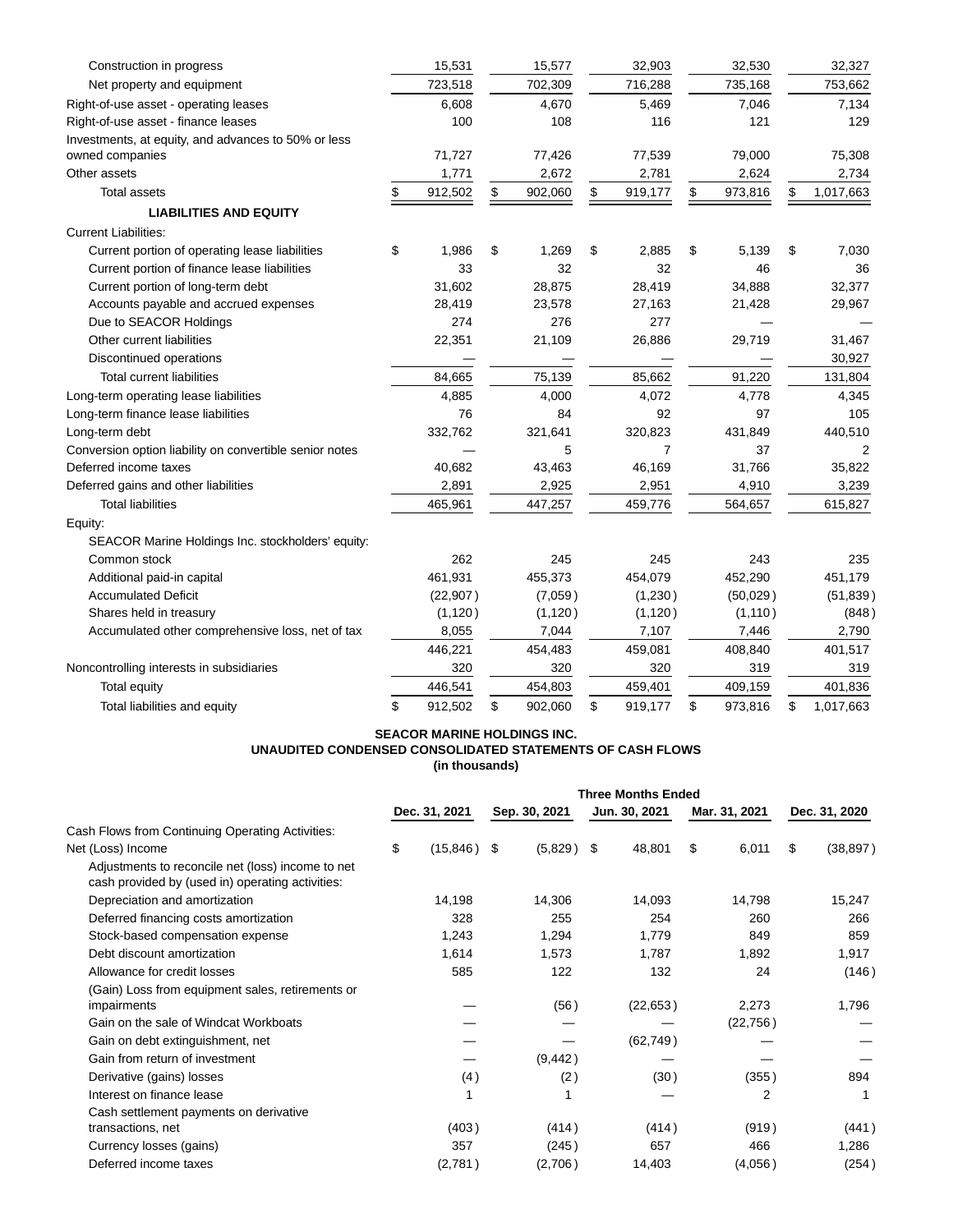| | | | | | |
|---|---|---|---|---|---|
| Construction in progress | 15,531 | 15,577 | 32,903 | 32,530 | 32,327 |
| Net property and equipment | 723,518 | 702,309 | 716,288 | 735,168 | 753,662 |
| Right-of-use asset - operating leases | 6,608 | 4,670 | 5,469 | 7,046 | 7,134 |
| Right-of-use asset - finance leases | 100 | 108 | 116 | 121 | 129 |
| Investments, at equity, and advances to 50% or less owned companies | 71,727 | 77,426 | 77,539 | 79,000 | 75,308 |
| Other assets | 1,771 | 2,672 | 2,781 | 2,624 | 2,734 |
| Total assets | $ 912,502 | $ 902,060 | $ 919,177 | $ 973,816 | $ 1,017,663 |
| **LIABILITIES AND EQUITY** | | | | | |
| Current Liabilities: | | | | | |
| Current portion of operating lease liabilities | $ 1,986 | $ 1,269 | $ 2,885 | $ 5,139 | $ 7,030 |
| Current portion of finance lease liabilities | 33 | 32 | 32 | 46 | 36 |
| Current portion of long-term debt | 31,602 | 28,875 | 28,419 | 34,888 | 32,377 |
| Accounts payable and accrued expenses | 28,419 | 23,578 | 27,163 | 21,428 | 29,967 |
| Due to SEACOR Holdings | 274 | 276 | 277 | — | — |
| Other current liabilities | 22,351 | 21,109 | 26,886 | 29,719 | 31,467 |
| Discontinued operations | — | — | — | — | 30,927 |
| Total current liabilities | 84,665 | 75,139 | 85,662 | 91,220 | 131,804 |
| Long-term operating lease liabilities | 4,885 | 4,000 | 4,072 | 4,778 | 4,345 |
| Long-term finance lease liabilities | 76 | 84 | 92 | 97 | 105 |
| Long-term debt | 332,762 | 321,641 | 320,823 | 431,849 | 440,510 |
| Conversion option liability on convertible senior notes | — | 5 | 7 | 37 | 2 |
| Deferred income taxes | 40,682 | 43,463 | 46,169 | 31,766 | 35,822 |
| Deferred gains and other liabilities | 2,891 | 2,925 | 2,951 | 4,910 | 3,239 |
| Total liabilities | 465,961 | 447,257 | 459,776 | 564,657 | 615,827 |
| Equity: | | | | | |
| SEACOR Marine Holdings Inc. stockholders' equity: | | | | | |
| Common stock | 262 | 245 | 245 | 243 | 235 |
| Additional paid-in capital | 461,931 | 455,373 | 454,079 | 452,290 | 451,179 |
| Accumulated Deficit | (22,907) | (7,059) | (1,230) | (50,029) | (51,839) |
| Shares held in treasury | (1,120) | (1,120) | (1,120) | (1,110) | (848) |
| Accumulated other comprehensive loss, net of tax | 8,055 | 7,044 | 7,107 | 7,446 | 2,790 |
| | 446,221 | 454,483 | 459,081 | 408,840 | 401,517 |
| Noncontrolling interests in subsidiaries | 320 | 320 | 320 | 319 | 319 |
| Total equity | 446,541 | 454,803 | 459,401 | 409,159 | 401,836 |
| Total liabilities and equity | $ 912,502 | $ 902,060 | $ 919,177 | $ 973,816 | $ 1,017,663 |

**SEACOR MARINE HOLDINGS INC.**
**UNAUDITED CONDENSED CONSOLIDATED STATEMENTS OF CASH FLOWS**
**(in thousands)**

| | Three Months Ended | | | | |
|---|---|---|---|---|---|
| | Dec. 31, 2021 | Sep. 30, 2021 | Jun. 30, 2021 | Mar. 31, 2021 | Dec. 31, 2020 |
| Cash Flows from Continuing Operating Activities: | | | | | |
| Net (Loss) Income | $ (15,846) | $ (5,829) | $ 48,801 | $ 6,011 | $ (38,897) |
| Adjustments to reconcile net (loss) income to net cash provided by (used in) operating activities: | | | | | |
| Depreciation and amortization | 14,198 | 14,306 | 14,093 | 14,798 | 15,247 |
| Deferred financing costs amortization | 328 | 255 | 254 | 260 | 266 |
| Stock-based compensation expense | 1,243 | 1,294 | 1,779 | 849 | 859 |
| Debt discount amortization | 1,614 | 1,573 | 1,787 | 1,892 | 1,917 |
| Allowance for credit losses | 585 | 122 | 132 | 24 | (146) |
| (Gain) Loss from equipment sales, retirements or impairments | — | (56) | (22,653) | 2,273 | 1,796 |
| Gain on the sale of Windcat Workboats | — | — | — | (22,756) | — |
| Gain on debt extinguishment, net | — | — | (62,749) | — | — |
| Gain from return of investment | — | (9,442) | — | — | — |
| Derivative (gains) losses | (4) | (2) | (30) | (355) | 894 |
| Interest on finance lease | 1 | 1 | — | 2 | 1 |
| Cash settlement payments on derivative transactions, net | (403) | (414) | (414) | (919) | (441) |
| Currency losses (gains) | 357 | (245) | 657 | 466 | 1,286 |
| Deferred income taxes | (2,781) | (2,706) | 14,403 | (4,056) | (254) |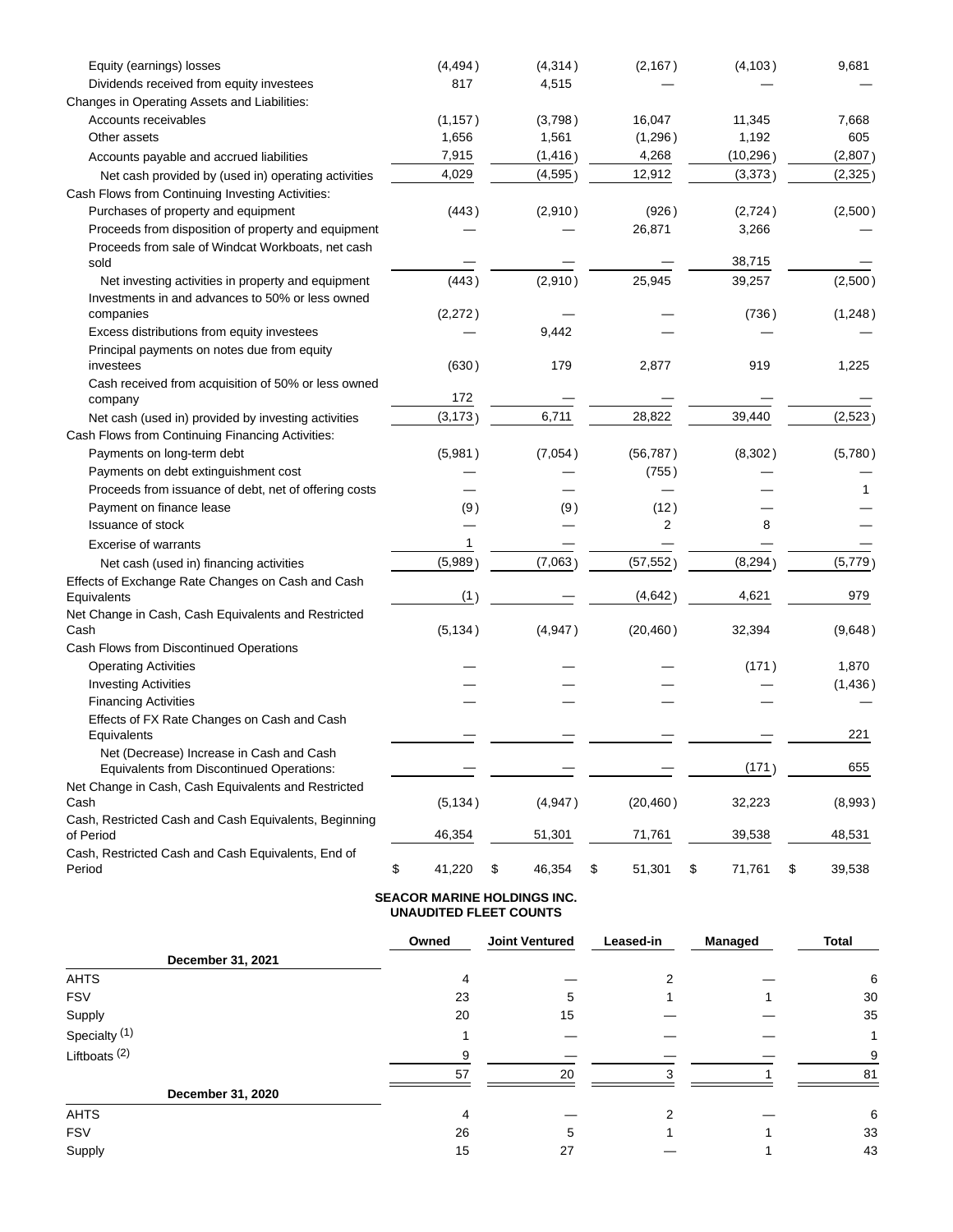| | | | | | |
|---|---|---|---|---|---|
| Equity (earnings) losses | (4,494) | (4,314) | (2,167) | (4,103) | 9,681 |
| Dividends received from equity investees | 817 | 4,515 | — | — | — |
| Changes in Operating Assets and Liabilities: | | | | | |
| Accounts receivables | (1,157) | (3,798) | 16,047 | 11,345 | 7,668 |
| Other assets | 1,656 | 1,561 | (1,296) | 1,192 | 605 |
| Accounts payable and accrued liabilities | 7,915 | (1,416) | 4,268 | (10,296) | (2,807) |
| Net cash provided by (used in) operating activities | 4,029 | (4,595) | 12,912 | (3,373) | (2,325) |
| Cash Flows from Continuing Investing Activities: | | | | | |
| Purchases of property and equipment | (443) | (2,910) | (926) | (2,724) | (2,500) |
| Proceeds from disposition of property and equipment | — | — | 26,871 | 3,266 | — |
| Proceeds from sale of Windcat Workboats, net cash sold | — | — | — | 38,715 | — |
| Net investing activities in property and equipment | (443) | (2,910) | 25,945 | 39,257 | (2,500) |
| Investments in and advances to 50% or less owned companies | (2,272) | — | — | (736) | (1,248) |
| Excess distributions from equity investees | — | 9,442 | — | — | — |
| Principal payments on notes due from equity investees | (630) | 179 | 2,877 | 919 | 1,225 |
| Cash received from acquisition of 50% or less owned company | 172 | — | — | — | — |
| Net cash (used in) provided by investing activities | (3,173) | 6,711 | 28,822 | 39,440 | (2,523) |
| Cash Flows from Continuing Financing Activities: | | | | | |
| Payments on long-term debt | (5,981) | (7,054) | (56,787) | (8,302) | (5,780) |
| Payments on debt extinguishment cost | — | — | (755) | — | — |
| Proceeds from issuance of debt, net of offering costs | — | — | — | — | 1 |
| Payment on finance lease | (9) | (9) | (12) | — | — |
| Issuance of stock | — | — | 2 | 8 | — |
| Excerise of warrants | 1 | — | — | — | — |
| Net cash (used in) financing activities | (5,989) | (7,063) | (57,552) | (8,294) | (5,779) |
| Effects of Exchange Rate Changes on Cash and Cash Equivalents | (1) | — | (4,642) | 4,621 | 979 |
| Net Change in Cash, Cash Equivalents and Restricted Cash | (5,134) | (4,947) | (20,460) | 32,394 | (9,648) |
| Cash Flows from Discontinued Operations | | | | | |
| Operating Activities | — | — | — | (171) | 1,870 |
| Investing Activities | — | — | — | — | (1,436) |
| Financing Activities | — | — | — | — | — |
| Effects of FX Rate Changes on Cash and Cash Equivalents | — | — | — | — | 221 |
| Net (Decrease) Increase in Cash and Cash Equivalents from Discontinued Operations: | — | — | — | (171) | 655 |
| Net Change in Cash, Cash Equivalents and Restricted Cash | (5,134) | (4,947) | (20,460) | 32,223 | (8,993) |
| Cash, Restricted Cash and Cash Equivalents, Beginning of Period | 46,354 | 51,301 | 71,761 | 39,538 | 48,531 |
| Cash, Restricted Cash and Cash Equivalents, End of Period | $ 41,220 | $ 46,354 | $ 51,301 | $ 71,761 | $ 39,538 |

**SEACOR MARINE HOLDINGS INC.**
**UNAUDITED FLEET COUNTS**

| | Owned | Joint Ventured | Leased-in | Managed | Total |
|---|---|---|---|---|---|
| **December 31, 2021** | | | | | |
| AHTS | 4 | — | 2 | — | 6 |
| FSV | 23 | 5 | 1 | 1 | 30 |
| Supply | 20 | 15 | — | — | 35 |
| Specialty [(1)] | 1 | — | — | — | 1 |
| Liftboats [(2)] | 9 | — | — | — | 9 |
| | 57 | 20 | 3 | 1 | 81 |
| **December 31, 2020** | | | | | |
| AHTS | 4 | — | 2 | — | 6 |
| FSV | 26 | 5 | 1 | 1 | 33 |
| Supply | 15 | 27 | — | 1 | 43 |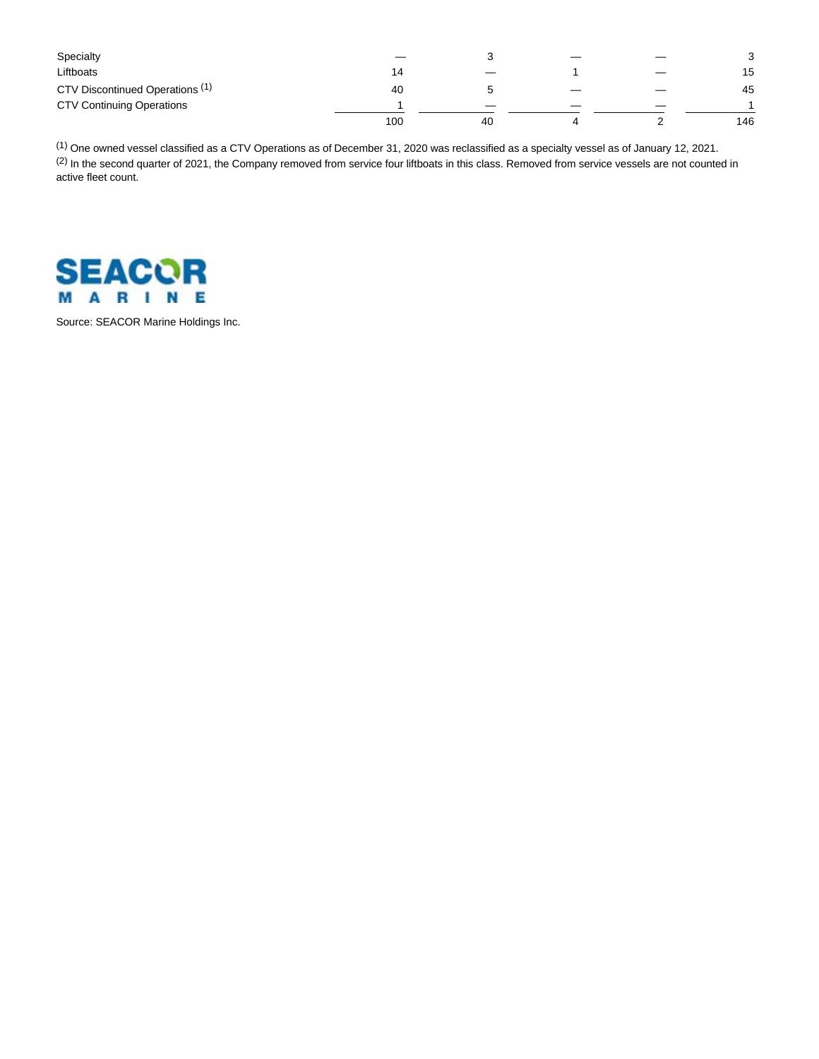| | | | | | |
|---|---|---|---|---|---|
| Specialty | — | 3 | — | — | 3 |
| Liftboats | 14 | — | 1 | — | 15 |
| CTV Discontinued Operations [1] | 40 | 5 | — | — | 45 |
| CTV Continuing Operations | 1 | — | — | — | 1 |
| | 100 | 40 | 4 | 2 | 146 |

[1] One owned vessel classified as a CTV Operations as of December 31, 2020 was reclassified as a specialty vessel as of January 12, 2021.

[2] In the second quarter of 2021, the Company removed from service four liftboats in this class. Removed from service vessels are not counted in active fleet count.

SEACOR MARINE

Source: SEACOR Marine Holdings Inc.